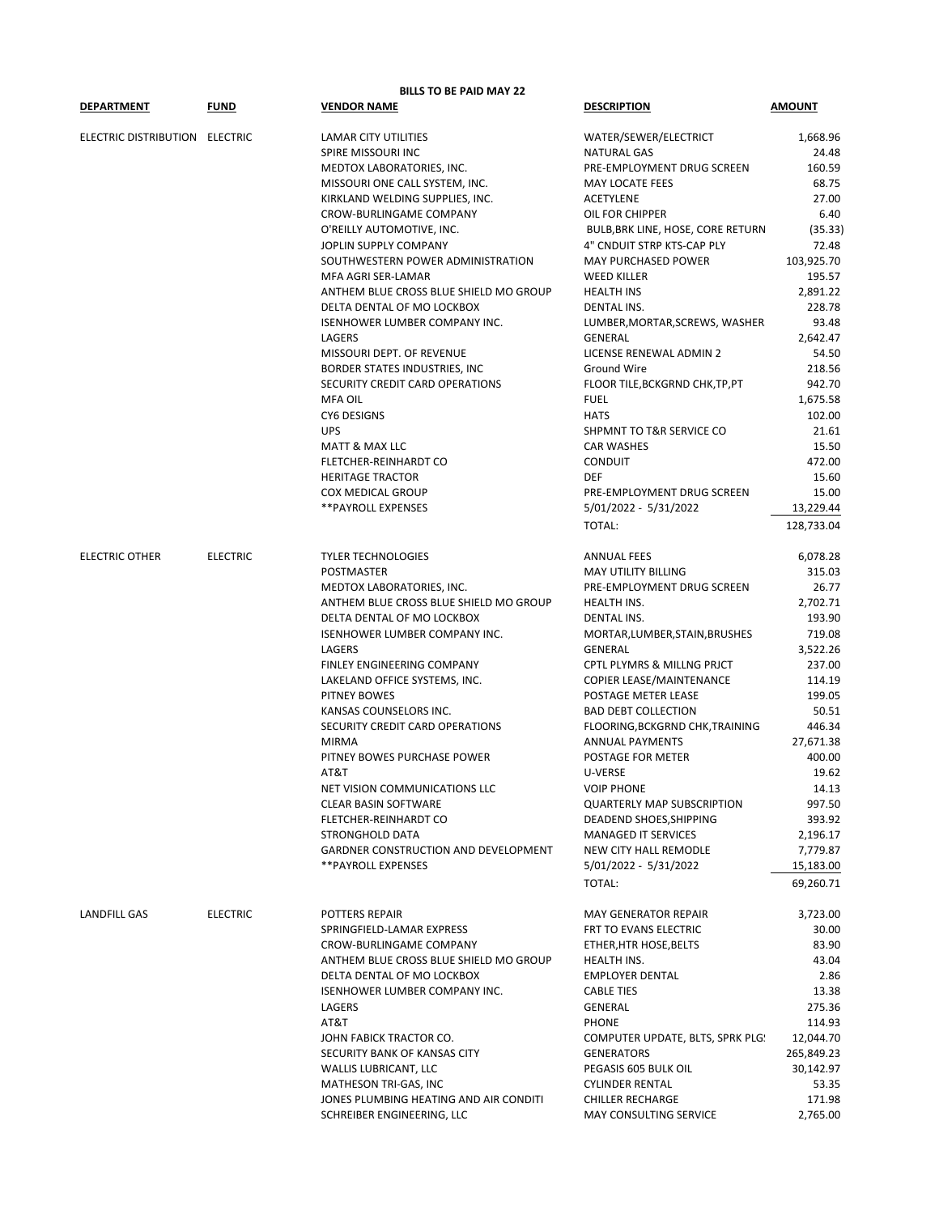**BILLS TO BE PAID MAY 22**

| DEPARTMENT | FUND | VENDOR NAME | DESCRIPTION | AMOUNT |
|---|---|---|---|---|
| ELECTRIC DISTRIBUTION | ELECTRIC | LAMAR CITY UTILITIES | WATER/SEWER/ELECTRICT | 1,668.96 |
| | | SPIRE MISSOURI INC | NATURAL GAS | 24.48 |
| | | MEDTOX LABORATORIES, INC. | PRE-EMPLOYMENT DRUG SCREEN | 160.59 |
| | | MISSOURI ONE CALL SYSTEM, INC. | MAY LOCATE FEES | 68.75 |
| | | KIRKLAND WELDING SUPPLIES, INC. | ACETYLENE | 27.00 |
| | | CROW-BURLINGAME COMPANY | OIL FOR CHIPPER | 6.40 |
| | | O'REILLY AUTOMOTIVE, INC. | BULB,BRK LINE, HOSE, CORE RETURN | (35.33) |
| | | JOPLIN SUPPLY COMPANY | 4" CNDUIT STRP KTS-CAP PLY | 72.48 |
| | | SOUTHWESTERN POWER ADMINISTRATION | MAY PURCHASED POWER | 103,925.70 |
| | | MFA AGRI SER-LAMAR | WEED KILLER | 195.57 |
| | | ANTHEM BLUE CROSS BLUE SHIELD MO GROUP | HEALTH INS | 2,891.22 |
| | | DELTA DENTAL OF MO LOCKBOX | DENTAL INS. | 228.78 |
| | | ISENHOWER LUMBER COMPANY INC. | LUMBER,MORTAR,SCREWS, WASHER | 93.48 |
| | | LAGERS | GENERAL | 2,642.47 |
| | | MISSOURI DEPT. OF REVENUE | LICENSE RENEWAL ADMIN 2 | 54.50 |
| | | BORDER STATES INDUSTRIES, INC | Ground Wire | 218.56 |
| | | SECURITY CREDIT CARD OPERATIONS | FLOOR TILE,BCKGRND CHK,TP,PT | 942.70 |
| | | MFA OIL | FUEL | 1,675.58 |
| | | CY6 DESIGNS | HATS | 102.00 |
| | | UPS | SHPMNT TO T&R SERVICE CO | 21.61 |
| | | MATT & MAX LLC | CAR WASHES | 15.50 |
| | | FLETCHER-REINHARDT CO | CONDUIT | 472.00 |
| | | HERITAGE TRACTOR | DEF | 15.60 |
| | | COX MEDICAL GROUP | PRE-EMPLOYMENT DRUG SCREEN | 15.00 |
| | | **PAYROLL EXPENSES | 5/01/2022 - 5/31/2022 | 13,229.44 |
| | | | TOTAL: | 128,733.04 |
| ELECTRIC OTHER | ELECTRIC | TYLER TECHNOLOGIES | ANNUAL FEES | 6,078.28 |
| | | POSTMASTER | MAY UTILITY BILLING | 315.03 |
| | | MEDTOX LABORATORIES, INC. | PRE-EMPLOYMENT DRUG SCREEN | 26.77 |
| | | ANTHEM BLUE CROSS BLUE SHIELD MO GROUP | HEALTH INS. | 2,702.71 |
| | | DELTA DENTAL OF MO LOCKBOX | DENTAL INS. | 193.90 |
| | | ISENHOWER LUMBER COMPANY INC. | MORTAR,LUMBER,STAIN,BRUSHES | 719.08 |
| | | LAGERS | GENERAL | 3,522.26 |
| | | FINLEY ENGINEERING COMPANY | CPTL PLYMRS & MILLNG PRJCT | 237.00 |
| | | LAKELAND OFFICE SYSTEMS, INC. | COPIER LEASE/MAINTENANCE | 114.19 |
| | | PITNEY BOWES | POSTAGE METER LEASE | 199.05 |
| | | KANSAS COUNSELORS INC. | BAD DEBT COLLECTION | 50.51 |
| | | SECURITY CREDIT CARD OPERATIONS | FLOORING,BCKGRND CHK,TRAINING | 446.34 |
| | | MIRMA | ANNUAL PAYMENTS | 27,671.38 |
| | | PITNEY BOWES PURCHASE POWER | POSTAGE FOR METER | 400.00 |
| | | AT&T | U-VERSE | 19.62 |
| | | NET VISION COMMUNICATIONS LLC | VOIP PHONE | 14.13 |
| | | CLEAR BASIN SOFTWARE | QUARTERLY MAP SUBSCRIPTION | 997.50 |
| | | FLETCHER-REINHARDT CO | DEADEND SHOES,SHIPPING | 393.92 |
| | | STRONGHOLD DATA | MANAGED IT SERVICES | 2,196.17 |
| | | GARDNER CONSTRUCTION AND DEVELOPMENT | NEW CITY HALL REMODLE | 7,779.87 |
| | | **PAYROLL EXPENSES | 5/01/2022 - 5/31/2022 | 15,183.00 |
| | | | TOTAL: | 69,260.71 |
| LANDFILL GAS | ELECTRIC | POTTERS REPAIR | MAY GENERATOR REPAIR | 3,723.00 |
| | | SPRINGFIELD-LAMAR EXPRESS | FRT TO EVANS ELECTRIC | 30.00 |
| | | CROW-BURLINGAME COMPANY | ETHER,HTR HOSE,BELTS | 83.90 |
| | | ANTHEM BLUE CROSS BLUE SHIELD MO GROUP | HEALTH INS. | 43.04 |
| | | DELTA DENTAL OF MO LOCKBOX | EMPLOYER DENTAL | 2.86 |
| | | ISENHOWER LUMBER COMPANY INC. | CABLE TIES | 13.38 |
| | | LAGERS | GENERAL | 275.36 |
| | | AT&T | PHONE | 114.93 |
| | | JOHN FABICK TRACTOR CO. | COMPUTER UPDATE, BLTS, SPRK PLG! | 12,044.70 |
| | | SECURITY BANK OF KANSAS CITY | GENERATORS | 265,849.23 |
| | | WALLIS LUBRICANT, LLC | PEGASIS 605 BULK OIL | 30,142.97 |
| | | MATHESON TRI-GAS, INC | CYLINDER RENTAL | 53.35 |
| | | JONES PLUMBING HEATING AND AIR CONDITI | CHILLER RECHARGE | 171.98 |
| | | SCHREIBER ENGINEERING, LLC | MAY CONSULTING SERVICE | 2,765.00 |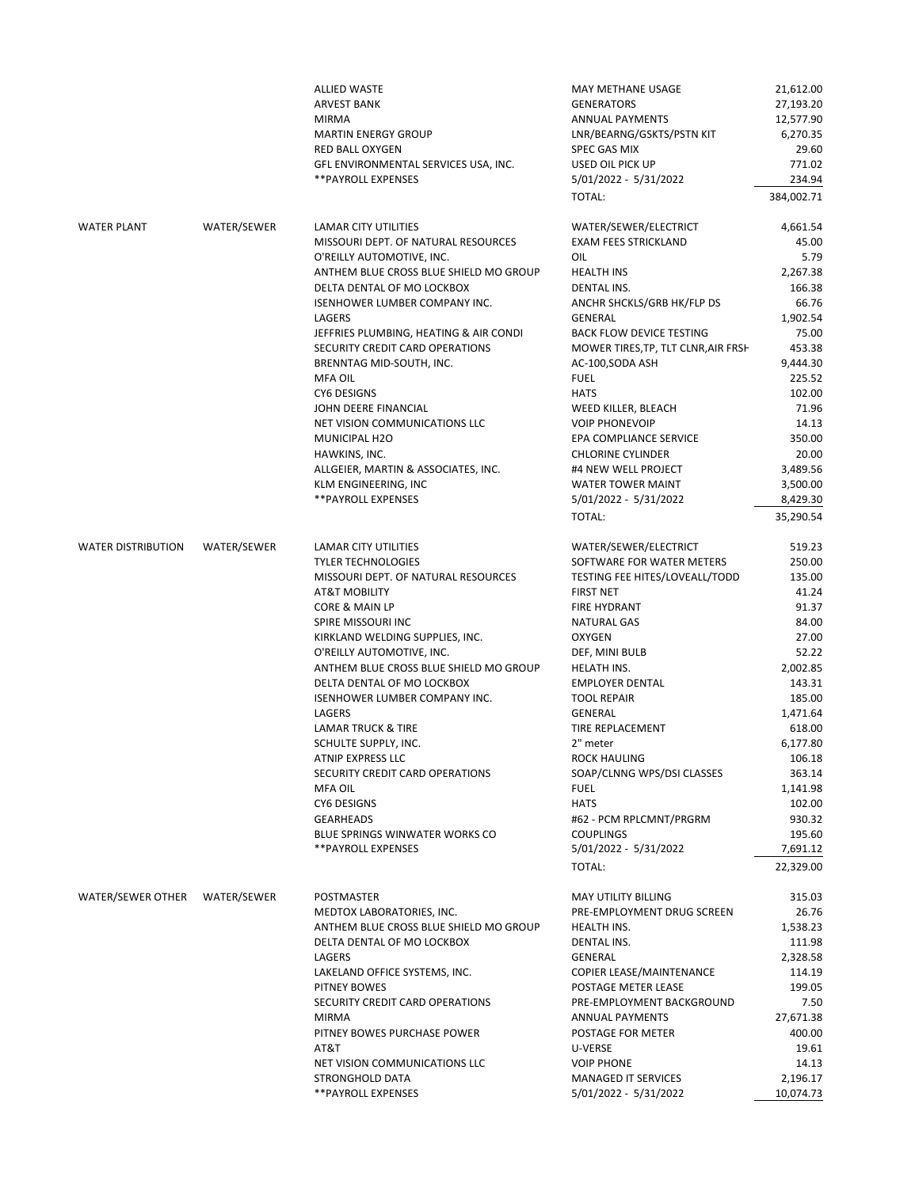| Department | Fund | Vendor | Description | Amount |
|---|---|---|---|---|
| | | ALLIED WASTE | MAY METHANE USAGE | 21,612.00 |
| | | ARVEST BANK | GENERATORS | 27,193.20 |
| | | MIRMA | ANNUAL PAYMENTS | 12,577.90 |
| | | MARTIN ENERGY GROUP | LNR/BEARNG/GSKTS/PSTN KIT | 6,270.35 |
| | | RED BALL OXYGEN | SPEC GAS MIX | 29.60 |
| | | GFL ENVIRONMENTAL SERVICES USA, INC. | USED OIL PICK UP | 771.02 |
| | | **PAYROLL EXPENSES | 5/01/2022 - 5/31/2022 | 234.94 |
| | | | TOTAL: | 384,002.71 |
| WATER PLANT | WATER/SEWER | LAMAR CITY UTILITIES | WATER/SEWER/ELECTRICT | 4,661.54 |
| | | MISSOURI DEPT. OF NATURAL RESOURCES | EXAM FEES STRICKLAND | 45.00 |
| | | O'REILLY AUTOMOTIVE, INC. | OIL | 5.79 |
| | | ANTHEM BLUE CROSS BLUE SHIELD MO GROUP | HEALTH INS | 2,267.38 |
| | | DELTA DENTAL OF MO LOCKBOX | DENTAL INS. | 166.38 |
| | | ISENHOWER LUMBER COMPANY INC. | ANCHR SHCKLS/GRB HK/FLP DS | 66.76 |
| | | LAGERS | GENERAL | 1,902.54 |
| | | JEFFRIES PLUMBING, HEATING & AIR CONDI | BACK FLOW DEVICE TESTING | 75.00 |
| | | SECURITY CREDIT CARD OPERATIONS | MOWER TIRES,TP, TLT CLNR,AIR FRSH | 453.38 |
| | | BRENNTAG MID-SOUTH, INC. | AC-100,SODA ASH | 9,444.30 |
| | | MFA OIL | FUEL | 225.52 |
| | | CY6 DESIGNS | HATS | 102.00 |
| | | JOHN DEERE FINANCIAL | WEED KILLER, BLEACH | 71.96 |
| | | NET VISION COMMUNICATIONS LLC | VOIP PHONEVOIP | 14.13 |
| | | MUNICIPAL H2O | EPA COMPLIANCE SERVICE | 350.00 |
| | | HAWKINS, INC. | CHLORINE CYLINDER | 20.00 |
| | | ALLGEIER, MARTIN & ASSOCIATES, INC. | #4 NEW WELL PROJECT | 3,489.56 |
| | | KLM ENGINEERING, INC | WATER TOWER MAINT | 3,500.00 |
| | | **PAYROLL EXPENSES | 5/01/2022 - 5/31/2022 | 8,429.30 |
| | | | TOTAL: | 35,290.54 |
| WATER DISTRIBUTION | WATER/SEWER | LAMAR CITY UTILITIES | WATER/SEWER/ELECTRICT | 519.23 |
| | | TYLER TECHNOLOGIES | SOFTWARE FOR WATER METERS | 250.00 |
| | | MISSOURI DEPT. OF NATURAL RESOURCES | TESTING FEE HITES/LOVEALL/TODD | 135.00 |
| | | AT&T MOBILITY | FIRST NET | 41.24 |
| | | CORE & MAIN LP | FIRE HYDRANT | 91.37 |
| | | SPIRE MISSOURI INC | NATURAL GAS | 84.00 |
| | | KIRKLAND WELDING SUPPLIES, INC. | OXYGEN | 27.00 |
| | | O'REILLY AUTOMOTIVE, INC. | DEF, MINI BULB | 52.22 |
| | | ANTHEM BLUE CROSS BLUE SHIELD MO GROUP | HELATH INS. | 2,002.85 |
| | | DELTA DENTAL OF MO LOCKBOX | EMPLOYER DENTAL | 143.31 |
| | | ISENHOWER LUMBER COMPANY INC. | TOOL REPAIR | 185.00 |
| | | LAGERS | GENERAL | 1,471.64 |
| | | LAMAR TRUCK & TIRE | TIRE REPLACEMENT | 618.00 |
| | | SCHULTE SUPPLY, INC. | 2" meter | 6,177.80 |
| | | ATNIP EXPRESS LLC | ROCK HAULING | 106.18 |
| | | SECURITY CREDIT CARD OPERATIONS | SOAP/CLNNG WPS/DSI CLASSES | 363.14 |
| | | MFA OIL | FUEL | 1,141.98 |
| | | CY6 DESIGNS | HATS | 102.00 |
| | | GEARHEADS | #62 - PCM RPLCMNT/PRGRM | 930.32 |
| | | BLUE SPRINGS WINWATER WORKS CO | COUPLINGS | 195.60 |
| | | **PAYROLL EXPENSES | 5/01/2022 - 5/31/2022 | 7,691.12 |
| | | | TOTAL: | 22,329.00 |
| WATER/SEWER OTHER | WATER/SEWER | POSTMASTER | MAY UTILITY BILLING | 315.03 |
| | | MEDTOX LABORATORIES, INC. | PRE-EMPLOYMENT DRUG SCREEN | 26.76 |
| | | ANTHEM BLUE CROSS BLUE SHIELD MO GROUP | HEALTH INS. | 1,538.23 |
| | | DELTA DENTAL OF MO LOCKBOX | DENTAL INS. | 111.98 |
| | | LAGERS | GENERAL | 2,328.58 |
| | | LAKELAND OFFICE SYSTEMS, INC. | COPIER LEASE/MAINTENANCE | 114.19 |
| | | PITNEY BOWES | POSTAGE METER LEASE | 199.05 |
| | | SECURITY CREDIT CARD OPERATIONS | PRE-EMPLOYMENT BACKGROUND | 7.50 |
| | | MIRMA | ANNUAL PAYMENTS | 27,671.38 |
| | | PITNEY BOWES PURCHASE POWER | POSTAGE FOR METER | 400.00 |
| | | AT&T | U-VERSE | 19.61 |
| | | NET VISION COMMUNICATIONS LLC | VOIP PHONE | 14.13 |
| | | STRONGHOLD DATA | MANAGED IT SERVICES | 2,196.17 |
| | | **PAYROLL EXPENSES | 5/01/2022 - 5/31/2022 | 10,074.73 |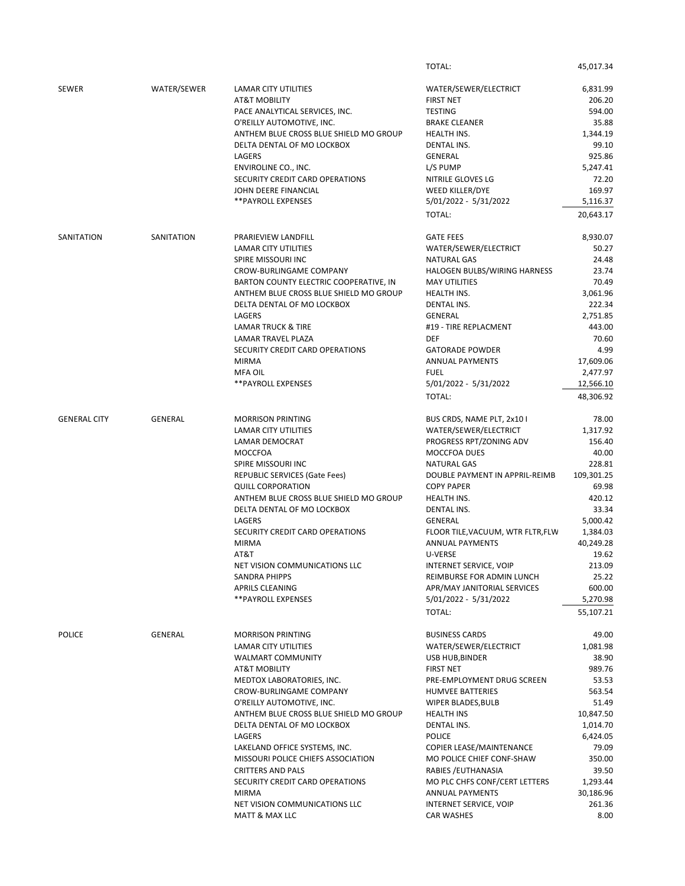| | | | TOTAL: | 45,017.34 |
|---|---|---|---|---|
| SEWER | WATER/SEWER | LAMAR CITY UTILITIES | WATER/SEWER/ELECTRICT | 6,831.99 |
| | | AT&T MOBILITY | FIRST NET | 206.20 |
| | | PACE ANALYTICAL SERVICES, INC. | TESTING | 594.00 |
| | | O'REILLY AUTOMOTIVE, INC. | BRAKE CLEANER | 35.88 |
| | | ANTHEM BLUE CROSS BLUE SHIELD MO GROUP | HEALTH INS. | 1,344.19 |
| | | DELTA DENTAL OF MO LOCKBOX | DENTAL INS. | 99.10 |
| | | LAGERS | GENERAL | 925.86 |
| | | ENVIROLINE CO., INC. | L/S PUMP | 5,247.41 |
| | | SECURITY CREDIT CARD OPERATIONS | NITRILE GLOVES LG | 72.20 |
| | | JOHN DEERE FINANCIAL | WEED KILLER/DYE | 169.97 |
| | | **PAYROLL EXPENSES | 5/01/2022 - 5/31/2022 | 5,116.37 |
| | | | TOTAL: | 20,643.17 |
| SANITATION | SANITATION | PRARIEVIEW LANDFILL | GATE FEES | 8,930.07 |
| | | LAMAR CITY UTILITIES | WATER/SEWER/ELECTRICT | 50.27 |
| | | SPIRE MISSOURI INC | NATURAL GAS | 24.48 |
| | | CROW-BURLINGAME COMPANY | HALOGEN BULBS/WIRING HARNESS | 23.74 |
| | | BARTON COUNTY ELECTRIC COOPERATIVE, IN | MAY UTILITIES | 70.49 |
| | | ANTHEM BLUE CROSS BLUE SHIELD MO GROUP | HEALTH INS. | 3,061.96 |
| | | DELTA DENTAL OF MO LOCKBOX | DENTAL INS. | 222.34 |
| | | LAGERS | GENERAL | 2,751.85 |
| | | LAMAR TRUCK & TIRE | #19 - TIRE REPLACMENT | 443.00 |
| | | LAMAR TRAVEL PLAZA | DEF | 70.60 |
| | | SECURITY CREDIT CARD OPERATIONS | GATORADE POWDER | 4.99 |
| | | MIRMA | ANNUAL PAYMENTS | 17,609.06 |
| | | MFA OIL | FUEL | 2,477.97 |
| | | **PAYROLL EXPENSES | 5/01/2022 - 5/31/2022 | 12,566.10 |
| | | | TOTAL: | 48,306.92 |
| GENERAL CITY | GENERAL | MORRISON PRINTING | BUS CRDS, NAME PLT, 2x10 I | 78.00 |
| | | LAMAR CITY UTILITIES | WATER/SEWER/ELECTRICT | 1,317.92 |
| | | LAMAR DEMOCRAT | PROGRESS RPT/ZONING ADV | 156.40 |
| | | MOCCFOA | MOCCFOA DUES | 40.00 |
| | | SPIRE MISSOURI INC | NATURAL GAS | 228.81 |
| | | REPUBLIC SERVICES (Gate Fees) | DOUBLE PAYMENT IN APPRIL-REIMB | 109,301.25 |
| | | QUILL CORPORATION | COPY PAPER | 69.98 |
| | | ANTHEM BLUE CROSS BLUE SHIELD MO GROUP | HEALTH INS. | 420.12 |
| | | DELTA DENTAL OF MO LOCKBOX | DENTAL INS. | 33.34 |
| | | LAGERS | GENERAL | 5,000.42 |
| | | SECURITY CREDIT CARD OPERATIONS | FLOOR TILE,VACUUM, WTR FLTR,FLW | 1,384.03 |
| | | MIRMA | ANNUAL PAYMENTS | 40,249.28 |
| | | AT&T | U-VERSE | 19.62 |
| | | NET VISION COMMUNICATIONS LLC | INTERNET SERVICE, VOIP | 213.09 |
| | | SANDRA PHIPPS | REIMBURSE FOR ADMIN LUNCH | 25.22 |
| | | APRILS CLEANING | APR/MAY JANITORIAL SERVICES | 600.00 |
| | | **PAYROLL EXPENSES | 5/01/2022 - 5/31/2022 | 5,270.98 |
| | | | TOTAL: | 55,107.21 |
| POLICE | GENERAL | MORRISON PRINTING | BUSINESS CARDS | 49.00 |
| | | LAMAR CITY UTILITIES | WATER/SEWER/ELECTRICT | 1,081.98 |
| | | WALMART COMMUNITY | USB HUB,BINDER | 38.90 |
| | | AT&T MOBILITY | FIRST NET | 989.76 |
| | | MEDTOX LABORATORIES, INC. | PRE-EMPLOYMENT DRUG SCREEN | 53.53 |
| | | CROW-BURLINGAME COMPANY | HUMVEE BATTERIES | 563.54 |
| | | O'REILLY AUTOMOTIVE, INC. | WIPER BLADES,BULB | 51.49 |
| | | ANTHEM BLUE CROSS BLUE SHIELD MO GROUP | HEALTH INS | 10,847.50 |
| | | DELTA DENTAL OF MO LOCKBOX | DENTAL INS. | 1,014.70 |
| | | LAGERS | POLICE | 6,424.05 |
| | | LAKELAND OFFICE SYSTEMS, INC. | COPIER LEASE/MAINTENANCE | 79.09 |
| | | MISSOURI POLICE CHIEFS ASSOCIATION | MO POLICE CHIEF CONF-SHAW | 350.00 |
| | | CRITTERS AND PALS | RABIES /EUTHANASIA | 39.50 |
| | | SECURITY CREDIT CARD OPERATIONS | MO PLC CHFS CONF/CERT LETTERS | 1,293.44 |
| | | MIRMA | ANNUAL PAYMENTS | 30,186.96 |
| | | NET VISION COMMUNICATIONS LLC | INTERNET SERVICE, VOIP | 261.36 |
| | | MATT & MAX LLC | CAR WASHES | 8.00 |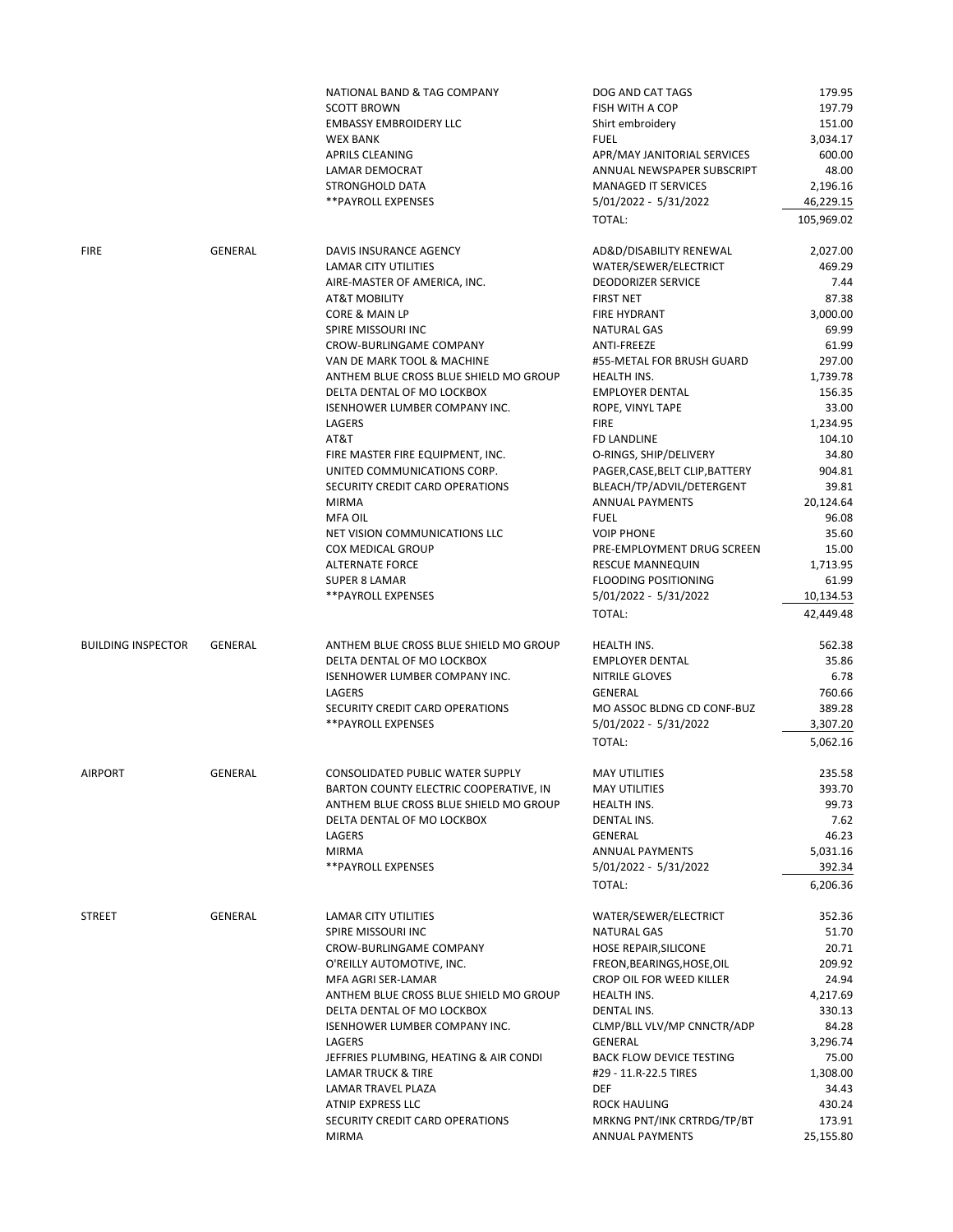| | | | | |
|---|---|---|---|---|
| | | NATIONAL BAND & TAG COMPANY | DOG AND CAT TAGS | 179.95 |
| | | SCOTT BROWN | FISH WITH A COP | 197.79 |
| | | EMBASSY EMBROIDERY LLC | Shirt embroidery | 151.00 |
| | | WEX BANK | FUEL | 3,034.17 |
| | | APRILS CLEANING | APR/MAY JANITORIAL SERVICES | 600.00 |
| | | LAMAR DEMOCRAT | ANNUAL NEWSPAPER SUBSCRIPT | 48.00 |
| | | STRONGHOLD DATA | MANAGED IT SERVICES | 2,196.16 |
| | | **PAYROLL EXPENSES | 5/01/2022 - 5/31/2022 | 46,229.15 |
| | | | TOTAL: | 105,969.02 |
| FIRE | GENERAL | DAVIS INSURANCE AGENCY | AD&D/DISABILITY RENEWAL | 2,027.00 |
| | | LAMAR CITY UTILITIES | WATER/SEWER/ELECTRICT | 469.29 |
| | | AIRE-MASTER OF AMERICA, INC. | DEODORIZER SERVICE | 7.44 |
| | | AT&T MOBILITY | FIRST NET | 87.38 |
| | | CORE & MAIN LP | FIRE HYDRANT | 3,000.00 |
| | | SPIRE MISSOURI INC | NATURAL GAS | 69.99 |
| | | CROW-BURLINGAME COMPANY | ANTI-FREEZE | 61.99 |
| | | VAN DE MARK TOOL & MACHINE | #55-METAL FOR BRUSH GUARD | 297.00 |
| | | ANTHEM BLUE CROSS BLUE SHIELD MO GROUP | HEALTH INS. | 1,739.78 |
| | | DELTA DENTAL OF MO LOCKBOX | EMPLOYER DENTAL | 156.35 |
| | | ISENHOWER LUMBER COMPANY INC. | ROPE, VINYL TAPE | 33.00 |
| | | LAGERS | FIRE | 1,234.95 |
| | | AT&T | FD LANDLINE | 104.10 |
| | | FIRE MASTER FIRE EQUIPMENT, INC. | O-RINGS, SHIP/DELIVERY | 34.80 |
| | | UNITED COMMUNICATIONS CORP. | PAGER,CASE,BELT CLIP,BATTERY | 904.81 |
| | | SECURITY CREDIT CARD OPERATIONS | BLEACH/TP/ADVIL/DETERGENT | 39.81 |
| | | MIRMA | ANNUAL PAYMENTS | 20,124.64 |
| | | MFA OIL | FUEL | 96.08 |
| | | NET VISION COMMUNICATIONS LLC | VOIP PHONE | 35.60 |
| | | COX MEDICAL GROUP | PRE-EMPLOYMENT DRUG SCREEN | 15.00 |
| | | ALTERNATE FORCE | RESCUE MANNEQUIN | 1,713.95 |
| | | SUPER 8 LAMAR | FLOODING POSITIONING | 61.99 |
| | | **PAYROLL EXPENSES | 5/01/2022 - 5/31/2022 | 10,134.53 |
| | | | TOTAL: | 42,449.48 |
| BUILDING INSPECTOR | GENERAL | ANTHEM BLUE CROSS BLUE SHIELD MO GROUP | HEALTH INS. | 562.38 |
| | | DELTA DENTAL OF MO LOCKBOX | EMPLOYER DENTAL | 35.86 |
| | | ISENHOWER LUMBER COMPANY INC. | NITRILE GLOVES | 6.78 |
| | | LAGERS | GENERAL | 760.66 |
| | | SECURITY CREDIT CARD OPERATIONS | MO ASSOC BLDNG CD CONF-BUZ | 389.28 |
| | | **PAYROLL EXPENSES | 5/01/2022 - 5/31/2022 | 3,307.20 |
| | | | TOTAL: | 5,062.16 |
| AIRPORT | GENERAL | CONSOLIDATED PUBLIC WATER SUPPLY | MAY UTILITIES | 235.58 |
| | | BARTON COUNTY ELECTRIC COOPERATIVE, IN | MAY UTILITIES | 393.70 |
| | | ANTHEM BLUE CROSS BLUE SHIELD MO GROUP | HEALTH INS. | 99.73 |
| | | DELTA DENTAL OF MO LOCKBOX | DENTAL INS. | 7.62 |
| | | LAGERS | GENERAL | 46.23 |
| | | MIRMA | ANNUAL PAYMENTS | 5,031.16 |
| | | **PAYROLL EXPENSES | 5/01/2022 - 5/31/2022 | 392.34 |
| | | | TOTAL: | 6,206.36 |
| STREET | GENERAL | LAMAR CITY UTILITIES | WATER/SEWER/ELECTRICT | 352.36 |
| | | SPIRE MISSOURI INC | NATURAL GAS | 51.70 |
| | | CROW-BURLINGAME COMPANY | HOSE REPAIR,SILICONE | 20.71 |
| | | O'REILLY AUTOMOTIVE, INC. | FREON,BEARINGS,HOSE,OIL | 209.92 |
| | | MFA AGRI SER-LAMAR | CROP OIL FOR WEED KILLER | 24.94 |
| | | ANTHEM BLUE CROSS BLUE SHIELD MO GROUP | HEALTH INS. | 4,217.69 |
| | | DELTA DENTAL OF MO LOCKBOX | DENTAL INS. | 330.13 |
| | | ISENHOWER LUMBER COMPANY INC. | CLMP/BLL VLV/MP CNNCTR/ADP | 84.28 |
| | | LAGERS | GENERAL | 3,296.74 |
| | | JEFFRIES PLUMBING, HEATING & AIR CONDI | BACK FLOW DEVICE TESTING | 75.00 |
| | | LAMAR TRUCK & TIRE | #29 - 11.R-22.5 TIRES | 1,308.00 |
| | | LAMAR TRAVEL PLAZA | DEF | 34.43 |
| | | ATNIP EXPRESS LLC | ROCK HAULING | 430.24 |
| | | SECURITY CREDIT CARD OPERATIONS | MRKNG PNT/INK CRTRDG/TP/BT | 173.91 |
| | | MIRMA | ANNUAL PAYMENTS | 25,155.80 |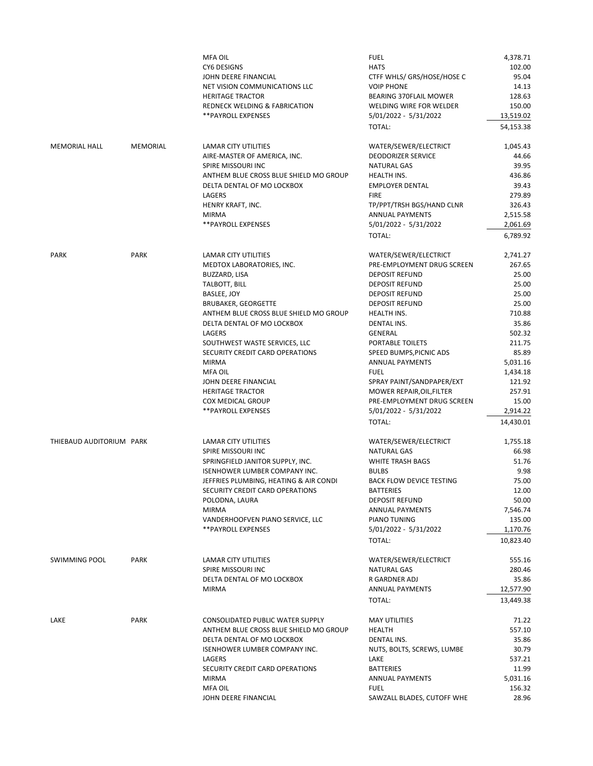| | | | | |
|---|---|---|---|---|
| | | MFA OIL | FUEL | 4,378.71 |
| | | CY6 DESIGNS | HATS | 102.00 |
| | | JOHN DEERE FINANCIAL | CTFF WHLS/ GRS/HOSE/HOSE C | 95.04 |
| | | NET VISION COMMUNICATIONS LLC | VOIP PHONE | 14.13 |
| | | HERITAGE TRACTOR | BEARING 370FLAIL MOWER | 128.63 |
| | | REDNECK WELDING & FABRICATION | WELDING WIRE FOR WELDER | 150.00 |
| | | **PAYROLL EXPENSES | 5/01/2022 - 5/31/2022 | 13,519.02 |
| | | | TOTAL: | 54,153.38 |
| MEMORIAL HALL | MEMORIAL | LAMAR CITY UTILITIES | WATER/SEWER/ELECTRICT | 1,045.43 |
| | | AIRE-MASTER OF AMERICA, INC. | DEODORIZER SERVICE | 44.66 |
| | | SPIRE MISSOURI INC | NATURAL GAS | 39.95 |
| | | ANTHEM BLUE CROSS BLUE SHIELD MO GROUP | HEALTH INS. | 436.86 |
| | | DELTA DENTAL OF MO LOCKBOX | EMPLOYER DENTAL | 39.43 |
| | | LAGERS | FIRE | 279.89 |
| | | HENRY KRAFT, INC. | TP/PPT/TRSH BGS/HAND CLNR | 326.43 |
| | | MIRMA | ANNUAL PAYMENTS | 2,515.58 |
| | | **PAYROLL EXPENSES | 5/01/2022 - 5/31/2022 | 2,061.69 |
| | | | TOTAL: | 6,789.92 |
| PARK | PARK | LAMAR CITY UTILITIES | WATER/SEWER/ELECTRICT | 2,741.27 |
| | | MEDTOX LABORATORIES, INC. | PRE-EMPLOYMENT DRUG SCREEN | 267.65 |
| | | BUZZARD, LISA | DEPOSIT REFUND | 25.00 |
| | | TALBOTT, BILL | DEPOSIT REFUND | 25.00 |
| | | BASLEE, JOY | DEPOSIT REFUND | 25.00 |
| | | BRUBAKER, GEORGETTE | DEPOSIT REFUND | 25.00 |
| | | ANTHEM BLUE CROSS BLUE SHIELD MO GROUP | HEALTH INS. | 710.88 |
| | | DELTA DENTAL OF MO LOCKBOX | DENTAL INS. | 35.86 |
| | | LAGERS | GENERAL | 502.32 |
| | | SOUTHWEST WASTE SERVICES, LLC | PORTABLE TOILETS | 211.75 |
| | | SECURITY CREDIT CARD OPERATIONS | SPEED BUMPS,PICNIC ADS | 85.89 |
| | | MIRMA | ANNUAL PAYMENTS | 5,031.16 |
| | | MFA OIL | FUEL | 1,434.18 |
| | | JOHN DEERE FINANCIAL | SPRAY PAINT/SANDPAPER/EXT | 121.92 |
| | | HERITAGE TRACTOR | MOWER REPAIR,OIL,FILTER | 257.91 |
| | | COX MEDICAL GROUP | PRE-EMPLOYMENT DRUG SCREEN | 15.00 |
| | | **PAYROLL EXPENSES | 5/01/2022 - 5/31/2022 | 2,914.22 |
| | | | TOTAL: | 14,430.01 |
| THIEBAUD AUDITORIUM | PARK | LAMAR CITY UTILITIES | WATER/SEWER/ELECTRICT | 1,755.18 |
| | | SPIRE MISSOURI INC | NATURAL GAS | 66.98 |
| | | SPRINGFIELD JANITOR SUPPLY, INC. | WHITE TRASH BAGS | 51.76 |
| | | ISENHOWER LUMBER COMPANY INC. | BULBS | 9.98 |
| | | JEFFRIES PLUMBING, HEATING & AIR CONDI | BACK FLOW DEVICE TESTING | 75.00 |
| | | SECURITY CREDIT CARD OPERATIONS | BATTERIES | 12.00 |
| | | POLODNA, LAURA | DEPOSIT REFUND | 50.00 |
| | | MIRMA | ANNUAL PAYMENTS | 7,546.74 |
| | | VANDERHOOFVEN PIANO SERVICE, LLC | PIANO TUNING | 135.00 |
| | | **PAYROLL EXPENSES | 5/01/2022 - 5/31/2022 | 1,170.76 |
| | | | TOTAL: | 10,823.40 |
| SWIMMING POOL | PARK | LAMAR CITY UTILITIES | WATER/SEWER/ELECTRICT | 555.16 |
| | | SPIRE MISSOURI INC | NATURAL GAS | 280.46 |
| | | DELTA DENTAL OF MO LOCKBOX | R GARDNER ADJ | 35.86 |
| | | MIRMA | ANNUAL PAYMENTS | 12,577.90 |
| | | | TOTAL: | 13,449.38 |
| LAKE | PARK | CONSOLIDATED PUBLIC WATER SUPPLY | MAY UTILITIES | 71.22 |
| | | ANTHEM BLUE CROSS BLUE SHIELD MO GROUP | HEALTH | 557.10 |
| | | DELTA DENTAL OF MO LOCKBOX | DENTAL INS. | 35.86 |
| | | ISENHOWER LUMBER COMPANY INC. | NUTS, BOLTS, SCREWS, LUMBE | 30.79 |
| | | LAGERS | LAKE | 537.21 |
| | | SECURITY CREDIT CARD OPERATIONS | BATTERIES | 11.99 |
| | | MIRMA | ANNUAL PAYMENTS | 5,031.16 |
| | | MFA OIL | FUEL | 156.32 |
| | | JOHN DEERE FINANCIAL | SAWZALL BLADES, CUTOFF WHE | 28.96 |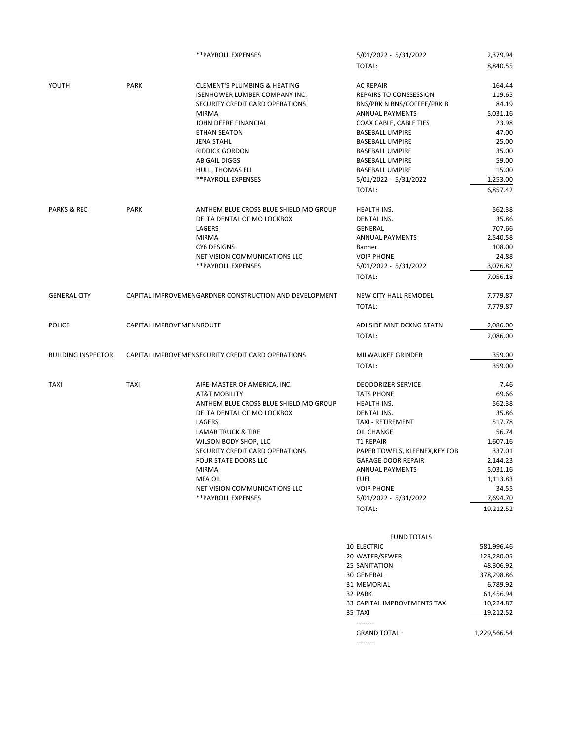| | | | | |
|---|---|---|---|---|
| | | **PAYROLL EXPENSES | 5/01/2022 - 5/31/2022 | 2,379.94 |
| | | | TOTAL: | 8,840.55 |
| YOUTH | PARK | CLEMENT'S PLUMBING & HEATING | AC REPAIR | 164.44 |
| | | ISENHOWER LUMBER COMPANY INC. | REPAIRS TO CONSSESSION | 119.65 |
| | | SECURITY CREDIT CARD OPERATIONS | BNS/PRK N BNS/COFFEE/PRK B | 84.19 |
| | | MIRMA | ANNUAL PAYMENTS | 5,031.16 |
| | | JOHN DEERE FINANCIAL | COAX CABLE, CABLE TIES | 23.98 |
| | | ETHAN SEATON | BASEBALL UMPIRE | 47.00 |
| | | JENA STAHL | BASEBALL UMPIRE | 25.00 |
| | | RIDDICK GORDON | BASEBALL UMPIRE | 35.00 |
| | | ABIGAIL DIGGS | BASEBALL UMPIRE | 59.00 |
| | | HULL, THOMAS ELI | BASEBALL UMPIRE | 15.00 |
| | | **PAYROLL EXPENSES | 5/01/2022 - 5/31/2022 | 1,253.00 |
| | | | TOTAL: | 6,857.42 |
| PARKS & REC | PARK | ANTHEM BLUE CROSS BLUE SHIELD MO GROUP | HEALTH INS. | 562.38 |
| | | DELTA DENTAL OF MO LOCKBOX | DENTAL INS. | 35.86 |
| | | LAGERS | GENERAL | 707.66 |
| | | MIRMA | ANNUAL PAYMENTS | 2,540.58 |
| | | CY6 DESIGNS | Banner | 108.00 |
| | | NET VISION COMMUNICATIONS LLC | VOIP PHONE | 24.88 |
| | | **PAYROLL EXPENSES | 5/01/2022 - 5/31/2022 | 3,076.82 |
| | | | TOTAL: | 7,056.18 |
| GENERAL CITY | CAPITAL IMPROVEMEN | GARDNER CONSTRUCTION AND DEVELOPMENT | NEW CITY HALL REMODEL | 7,779.87 |
| | | | TOTAL: | 7,779.87 |
| POLICE | CAPITAL IMPROVEMEN | NROUTE | ADJ SIDE MNT DCKNG STATN | 2,086.00 |
| | | | TOTAL: | 2,086.00 |
| BUILDING INSPECTOR | CAPITAL IMPROVEMEN | SECURITY CREDIT CARD OPERATIONS | MILWAUKEE GRINDER | 359.00 |
| | | | TOTAL: | 359.00 |
| TAXI | TAXI | AIRE-MASTER OF AMERICA, INC. | DEODORIZER SERVICE | 7.46 |
| | | AT&T MOBILITY | TATS PHONE | 69.66 |
| | | ANTHEM BLUE CROSS BLUE SHIELD MO GROUP | HEALTH INS. | 562.38 |
| | | DELTA DENTAL OF MO LOCKBOX | DENTAL INS. | 35.86 |
| | | LAGERS | TAXI - RETIREMENT | 517.78 |
| | | LAMAR TRUCK & TIRE | OIL CHANGE | 56.74 |
| | | WILSON BODY SHOP, LLC | T1 REPAIR | 1,607.16 |
| | | SECURITY CREDIT CARD OPERATIONS | PAPER TOWELS, KLEENEX,KEY FOB | 337.01 |
| | | FOUR STATE DOORS LLC | GARAGE DOOR REPAIR | 2,144.23 |
| | | MIRMA | ANNUAL PAYMENTS | 5,031.16 |
| | | MFA OIL | FUEL | 1,113.83 |
| | | NET VISION COMMUNICATIONS LLC | VOIP PHONE | 34.55 |
| | | **PAYROLL EXPENSES | 5/01/2022 - 5/31/2022 | 7,694.70 |
| | | | TOTAL: | 19,212.52 |

| FUND TOTALS | |
|---|---|
| 10 ELECTRIC | 581,996.46 |
| 20 WATER/SEWER | 123,280.05 |
| 25 SANITATION | 48,306.92 |
| 30 GENERAL | 378,298.86 |
| 31 MEMORIAL | 6,789.92 |
| 32 PARK | 61,456.94 |
| 33 CAPITAL IMPROVEMENTS TAX | 10,224.87 |
| 35 TAXI | 19,212.52 |
| -------- | |
| GRAND TOTAL : | 1,229,566.54 |
| -------- | |